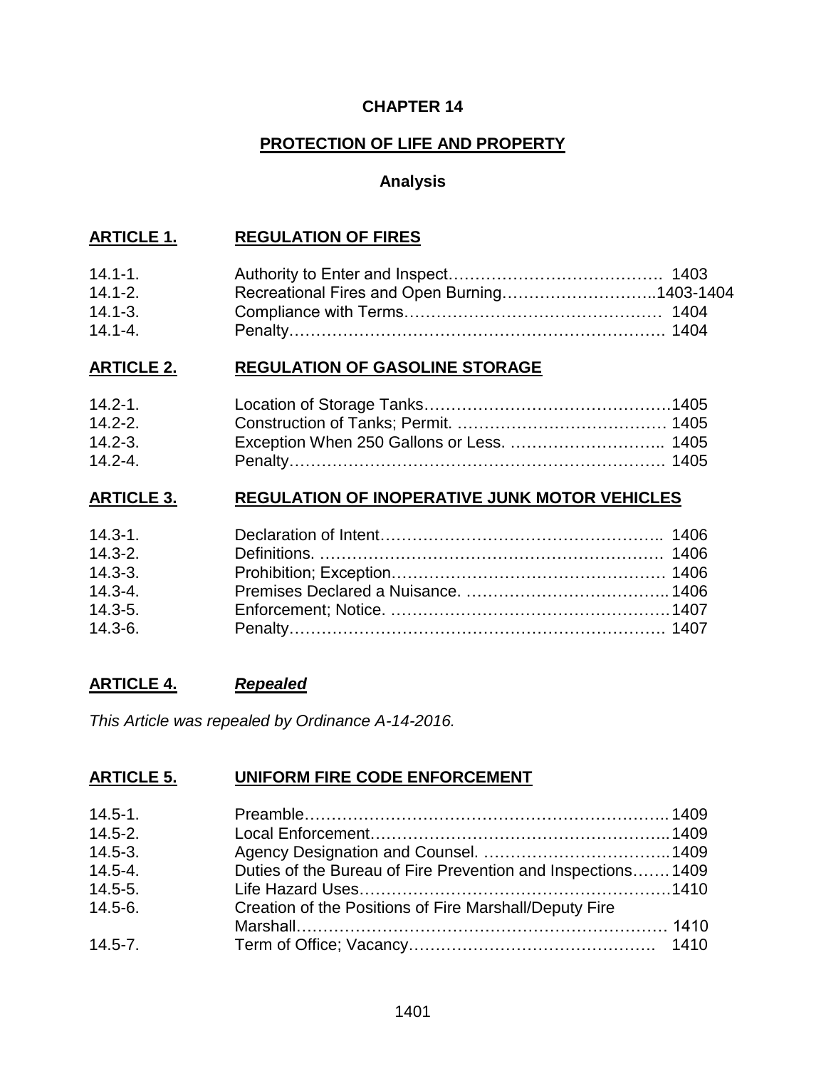# CHAPTER 14

## PROTECTION OF LIFE AND PROPERTY

### Analysis

## ARTICLE 1. REGULATION OF FIRES

| | | |
|---|---|---|
| 14.1-1. | Authority to Enter and Inspect | 1403 |
| 14.1-2. | Recreational Fires and Open Burning | 1403-1404 |
| 14.1-3. | Compliance with Terms | 1404 |
| 14.1-4. | Penalty | 1404 |

## ARTICLE 2. REGULATION OF GASOLINE STORAGE

| | | |
|---|---|---|
| 14.2-1. | Location of Storage Tanks | 1405 |
| 14.2-2. | Construction of Tanks; Permit. | 1405 |
| 14.2-3. | Exception When 250 Gallons or Less. | 1405 |
| 14.2-4. | Penalty | 1405 |

## ARTICLE 3. REGULATION OF INOPERATIVE JUNK MOTOR VEHICLES

| | | |
|---|---|---|
| 14.3-1. | Declaration of Intent | 1406 |
| 14.3-2. | Definitions. | 1406 |
| 14.3-3. | Prohibition; Exception | 1406 |
| 14.3-4. | Premises Declared a Nuisance. | 1406 |
| 14.3-5. | Enforcement; Notice. | 1407 |
| 14.3-6. | Penalty | 1407 |

## ARTICLE 4. *Repealed*

*This Article was repealed by Ordinance A-14-2016.*

## ARTICLE 5. UNIFORM FIRE CODE ENFORCEMENT

| | | |
|---|---|---|
| 14.5-1. | Preamble | 1409 |
| 14.5-2. | Local Enforcement | 1409 |
| 14.5-3. | Agency Designation and Counsel. | 1409 |
| 14.5-4. | Duties of the Bureau of Fire Prevention and Inspections | 1409 |
| 14.5-5. | Life Hazard Uses | 1410 |
| 14.5-6. | Creation of the Positions of Fire Marshall/Deputy Fire Marshall | 1410 |
| 14.5-7. | Term of Office; Vacancy | 1410 |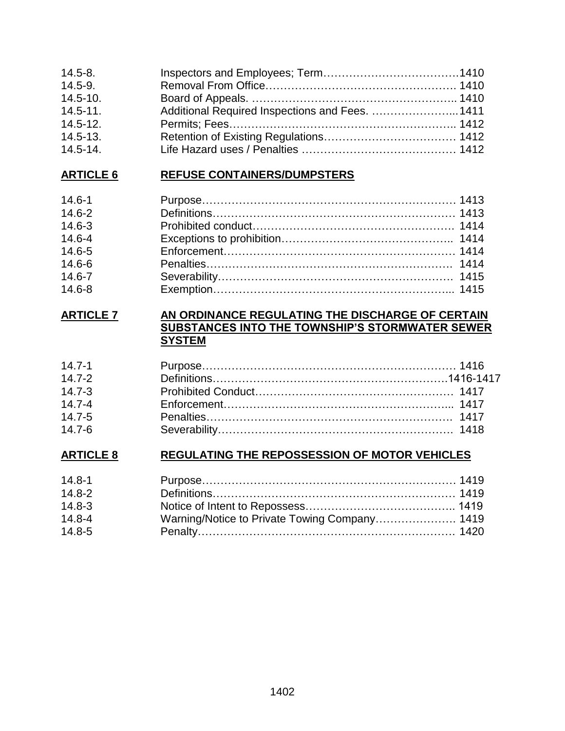| | | |
|---|---|---|
| 14.5-8. | Inspectors and Employees; Term | 1410 |
| 14.5-9. | Removal From Office | 1410 |
| 14.5-10. | Board of Appeals. | 1410 |
| 14.5-11. | Additional Required Inspections and Fees. | 1411 |
| 14.5-12. | Permits; Fees | 1412 |
| 14.5-13. | Retention of Existing Regulations | 1412 |
| 14.5-14. | Life Hazard uses / Penalties | 1412 |

**ARTICLE 6** **REFUSE CONTAINERS/DUMPSTERS**

| | | |
|---|---|---|
| 14.6-1 | Purpose | 1413 |
| 14.6-2 | Definitions | 1413 |
| 14.6-3 | Prohibited conduct | 1414 |
| 14.6-4 | Exceptions to prohibition | 1414 |
| 14.6-5 | Enforcement | 1414 |
| 14.6-6 | Penalties | 1414 |
| 14.6-7 | Severability | 1415 |
| 14.6-8 | Exemption | 1415 |

**ARTICLE 7** **AN ORDINANCE REGULATING THE DISCHARGE OF CERTAIN SUBSTANCES INTO THE TOWNSHIP'S STORMWATER SEWER SYSTEM**

| | | |
|---|---|---|
| 14.7-1 | Purpose | 1416 |
| 14.7-2 | Definitions | 1416-1417 |
| 14.7-3 | Prohibited Conduct | 1417 |
| 14.7-4 | Enforcement | 1417 |
| 14.7-5 | Penalties | 1417 |
| 14.7-6 | Severability | 1418 |

**ARTICLE 8** **REGULATING THE REPOSSESSION OF MOTOR VEHICLES**

| | | |
|---|---|---|
| 14.8-1 | Purpose | 1419 |
| 14.8-2 | Definitions | 1419 |
| 14.8-3 | Notice of Intent to Repossess | 1419 |
| 14.8-4 | Warning/Notice to Private Towing Company | 1419 |
| 14.8-5 | Penalty | 1420 |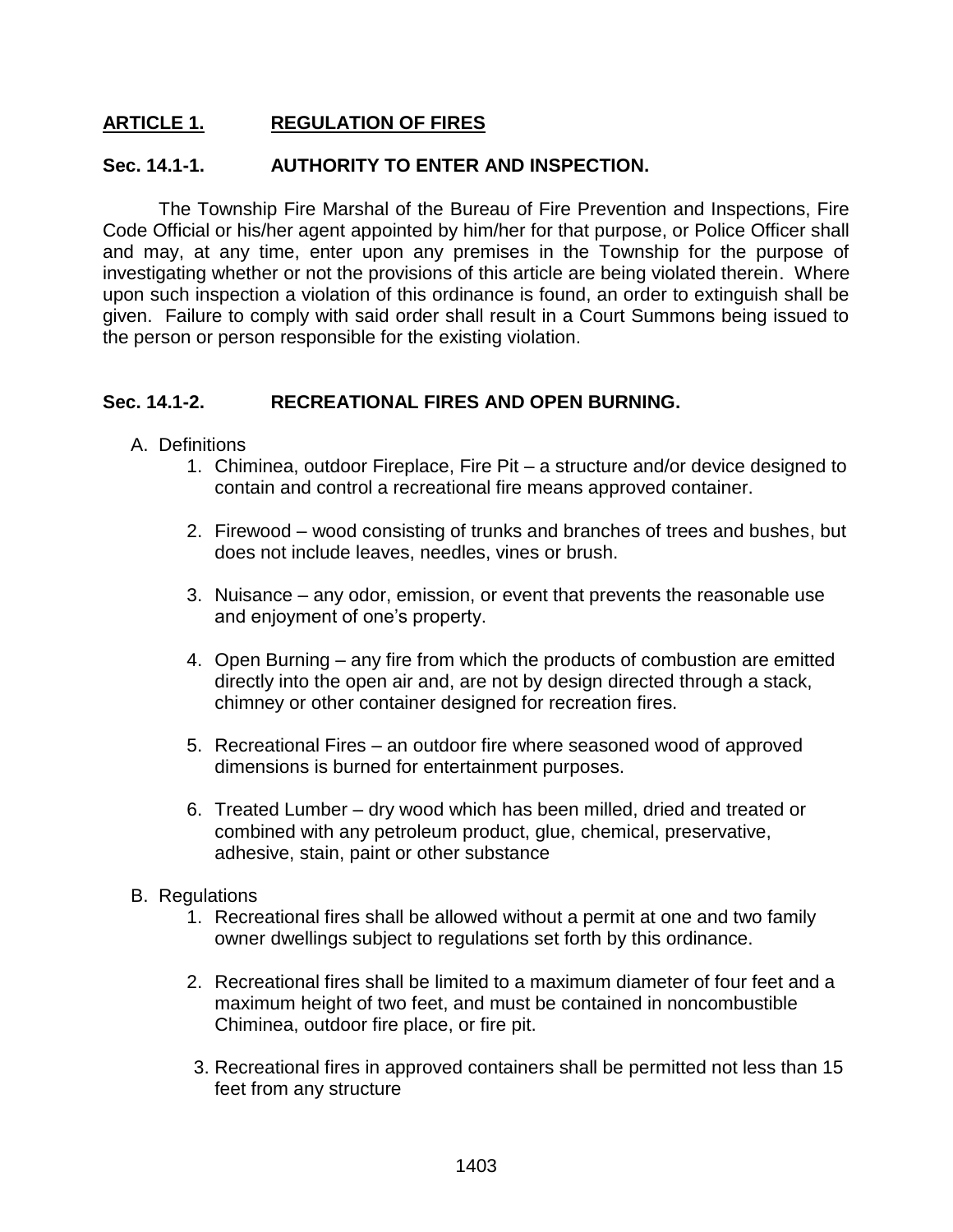## ARTICLE 1. REGULATION OF FIRES

### Sec. 14.1-1. AUTHORITY TO ENTER AND INSPECTION.

The Township Fire Marshal of the Bureau of Fire Prevention and Inspections, Fire Code Official or his/her agent appointed by him/her for that purpose, or Police Officer shall and may, at any time, enter upon any premises in the Township for the purpose of investigating whether or not the provisions of this article are being violated therein. Where upon such inspection a violation of this ordinance is found, an order to extinguish shall be given. Failure to comply with said order shall result in a Court Summons being issued to the person or person responsible for the existing violation.

### Sec. 14.1-2. RECREATIONAL FIRES AND OPEN BURNING.

A. Definitions

1. Chiminea, outdoor Fireplace, Fire Pit – a structure and/or device designed to contain and control a recreational fire means approved container.

2. Firewood – wood consisting of trunks and branches of trees and bushes, but does not include leaves, needles, vines or brush.

3. Nuisance – any odor, emission, or event that prevents the reasonable use and enjoyment of one's property.

4. Open Burning – any fire from which the products of combustion are emitted directly into the open air and, are not by design directed through a stack, chimney or other container designed for recreation fires.

5. Recreational Fires – an outdoor fire where seasoned wood of approved dimensions is burned for entertainment purposes.

6. Treated Lumber – dry wood which has been milled, dried and treated or combined with any petroleum product, glue, chemical, preservative, adhesive, stain, paint or other substance

B. Regulations

1. Recreational fires shall be allowed without a permit at one and two family owner dwellings subject to regulations set forth by this ordinance.

2. Recreational fires shall be limited to a maximum diameter of four feet and a maximum height of two feet, and must be contained in noncombustible Chiminea, outdoor fire place, or fire pit.

3. Recreational fires in approved containers shall be permitted not less than 15 feet from any structure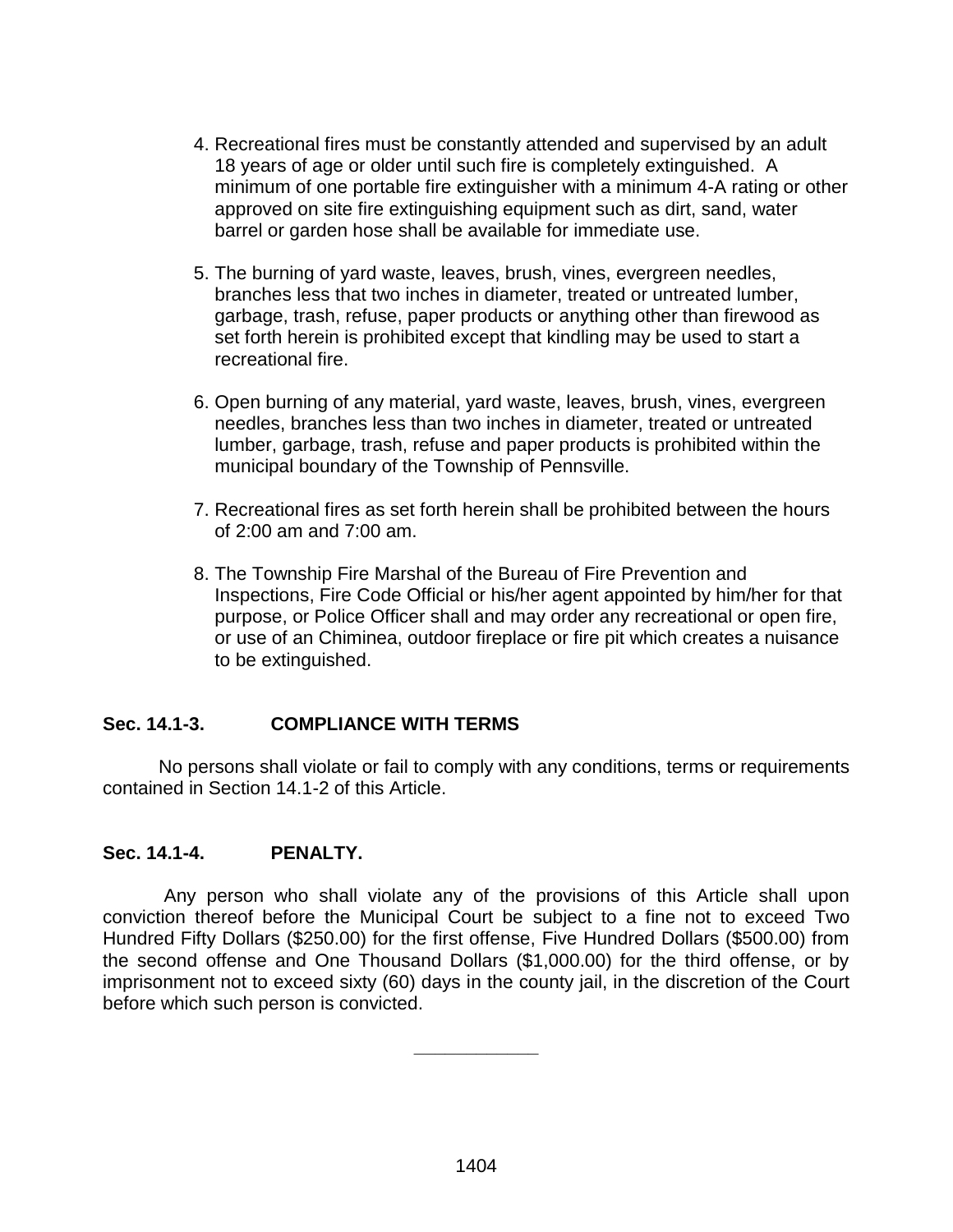4. Recreational fires must be constantly attended and supervised by an adult 18 years of age or older until such fire is completely extinguished. A minimum of one portable fire extinguisher with a minimum 4-A rating or other approved on site fire extinguishing equipment such as dirt, sand, water barrel or garden hose shall be available for immediate use.

5. The burning of yard waste, leaves, brush, vines, evergreen needles, branches less that two inches in diameter, treated or untreated lumber, garbage, trash, refuse, paper products or anything other than firewood as set forth herein is prohibited except that kindling may be used to start a recreational fire.

6. Open burning of any material, yard waste, leaves, brush, vines, evergreen needles, branches less than two inches in diameter, treated or untreated lumber, garbage, trash, refuse and paper products is prohibited within the municipal boundary of the Township of Pennsville.

7. Recreational fires as set forth herein shall be prohibited between the hours of 2:00 am and 7:00 am.

8. The Township Fire Marshal of the Bureau of Fire Prevention and Inspections, Fire Code Official or his/her agent appointed by him/her for that purpose, or Police Officer shall and may order any recreational or open fire, or use of an Chiminea, outdoor fireplace or fire pit which creates a nuisance to be extinguished.

### Sec. 14.1-3. COMPLIANCE WITH TERMS

No persons shall violate or fail to comply with any conditions, terms or requirements contained in Section 14.1-2 of this Article.

### Sec. 14.1-4. PENALTY.

Any person who shall violate any of the provisions of this Article shall upon conviction thereof before the Municipal Court be subject to a fine not to exceed Two Hundred Fifty Dollars ($250.00) for the first offense, Five Hundred Dollars ($500.00) from the second offense and One Thousand Dollars ($1,000.00) for the third offense, or by imprisonment not to exceed sixty (60) days in the county jail, in the discretion of the Court before which such person is convicted.

---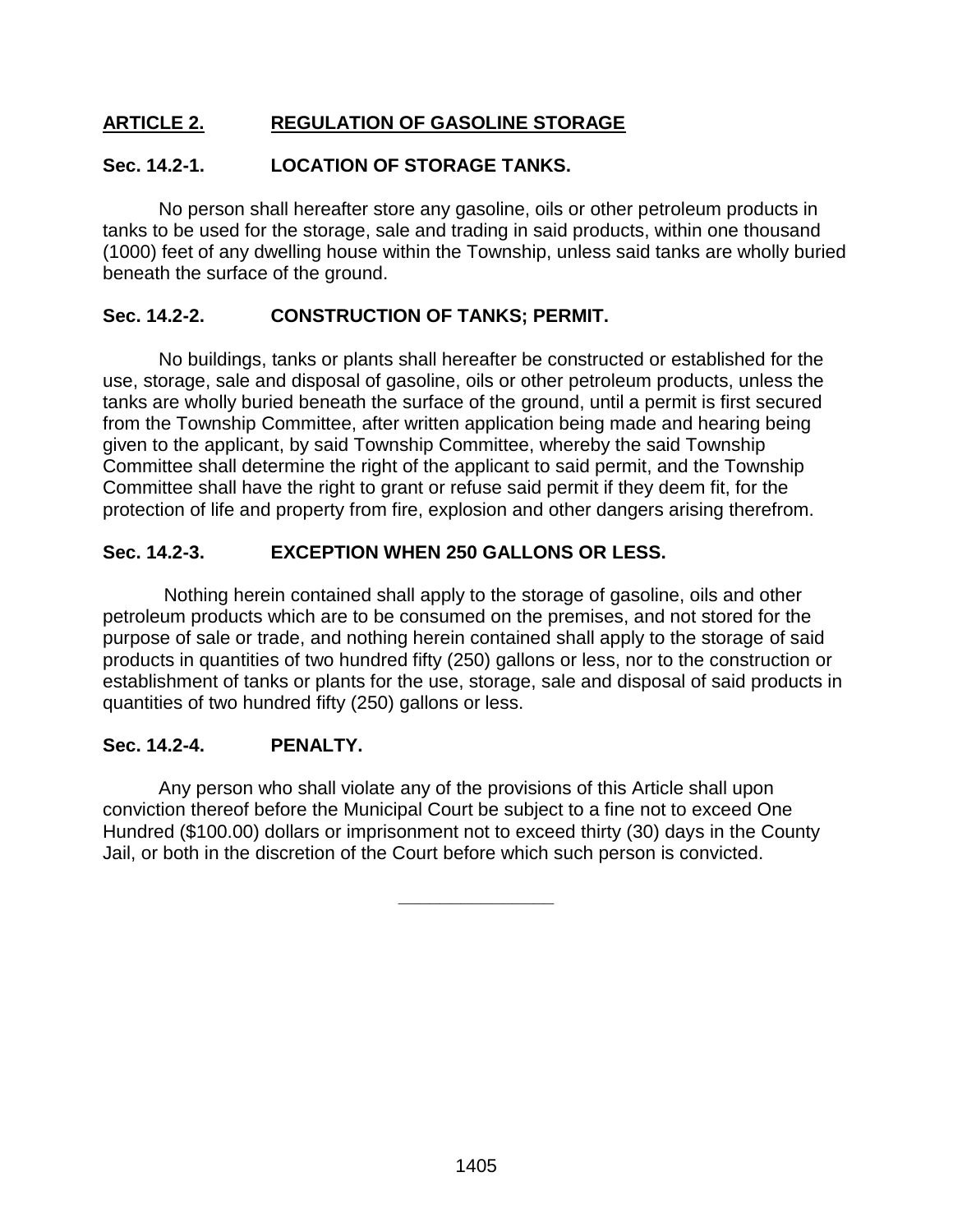## ARTICLE 2. REGULATION OF GASOLINE STORAGE

### Sec. 14.2-1. LOCATION OF STORAGE TANKS.

No person shall hereafter store any gasoline, oils or other petroleum products in tanks to be used for the storage, sale and trading in said products, within one thousand (1000) feet of any dwelling house within the Township, unless said tanks are wholly buried beneath the surface of the ground.

### Sec. 14.2-2. CONSTRUCTION OF TANKS; PERMIT.

No buildings, tanks or plants shall hereafter be constructed or established for the use, storage, sale and disposal of gasoline, oils or other petroleum products, unless the tanks are wholly buried beneath the surface of the ground, until a permit is first secured from the Township Committee, after written application being made and hearing being given to the applicant, by said Township Committee, whereby the said Township Committee shall determine the right of the applicant to said permit, and the Township Committee shall have the right to grant or refuse said permit if they deem fit, for the protection of life and property from fire, explosion and other dangers arising therefrom.

### Sec. 14.2-3. EXCEPTION WHEN 250 GALLONS OR LESS.

Nothing herein contained shall apply to the storage of gasoline, oils and other petroleum products which are to be consumed on the premises, and not stored for the purpose of sale or trade, and nothing herein contained shall apply to the storage of said products in quantities of two hundred fifty (250) gallons or less, nor to the construction or establishment of tanks or plants for the use, storage, sale and disposal of said products in quantities of two hundred fifty (250) gallons or less.

### Sec. 14.2-4. PENALTY.

Any person who shall violate any of the provisions of this Article shall upon conviction thereof before the Municipal Court be subject to a fine not to exceed One Hundred ($100.00) dollars or imprisonment not to exceed thirty (30) days in the County Jail, or both in the discretion of the Court before which such person is convicted.

---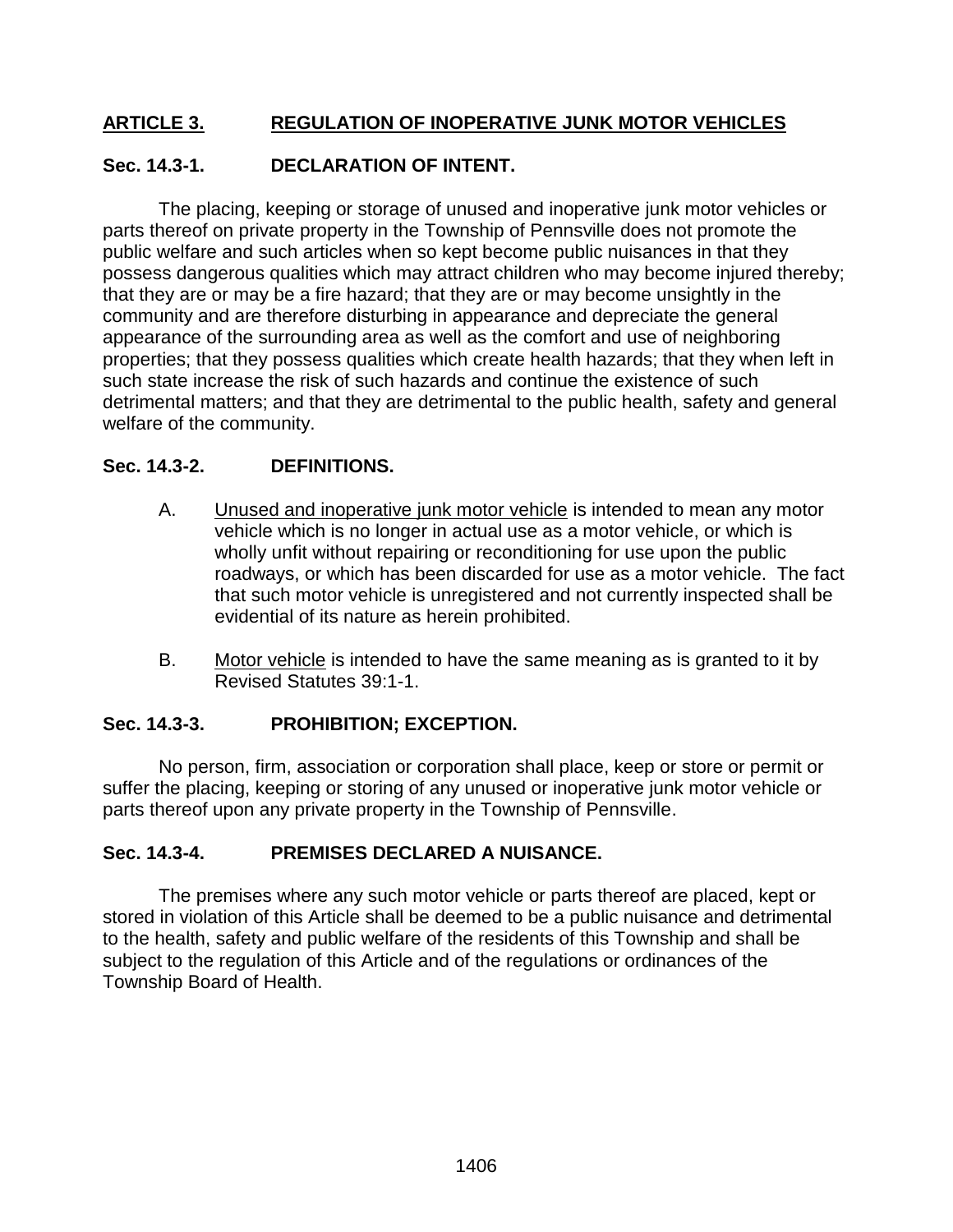## ARTICLE 3. REGULATION OF INOPERATIVE JUNK MOTOR VEHICLES

### Sec. 14.3-1. DECLARATION OF INTENT.

The placing, keeping or storage of unused and inoperative junk motor vehicles or parts thereof on private property in the Township of Pennsville does not promote the public welfare and such articles when so kept become public nuisances in that they possess dangerous qualities which may attract children who may become injured thereby; that they are or may be a fire hazard; that they are or may become unsightly in the community and are therefore disturbing in appearance and depreciate the general appearance of the surrounding area as well as the comfort and use of neighboring properties; that they possess qualities which create health hazards; that they when left in such state increase the risk of such hazards and continue the existence of such detrimental matters; and that they are detrimental to the public health, safety and general welfare of the community.

### Sec. 14.3-2. DEFINITIONS.

A. Unused and inoperative junk motor vehicle is intended to mean any motor vehicle which is no longer in actual use as a motor vehicle, or which is wholly unfit without repairing or reconditioning for use upon the public roadways, or which has been discarded for use as a motor vehicle. The fact that such motor vehicle is unregistered and not currently inspected shall be evidential of its nature as herein prohibited.

B. Motor vehicle is intended to have the same meaning as is granted to it by Revised Statutes 39:1-1.

### Sec. 14.3-3. PROHIBITION; EXCEPTION.

No person, firm, association or corporation shall place, keep or store or permit or suffer the placing, keeping or storing of any unused or inoperative junk motor vehicle or parts thereof upon any private property in the Township of Pennsville.

### Sec. 14.3-4. PREMISES DECLARED A NUISANCE.

The premises where any such motor vehicle or parts thereof are placed, kept or stored in violation of this Article shall be deemed to be a public nuisance and detrimental to the health, safety and public welfare of the residents of this Township and shall be subject to the regulation of this Article and of the regulations or ordinances of the Township Board of Health.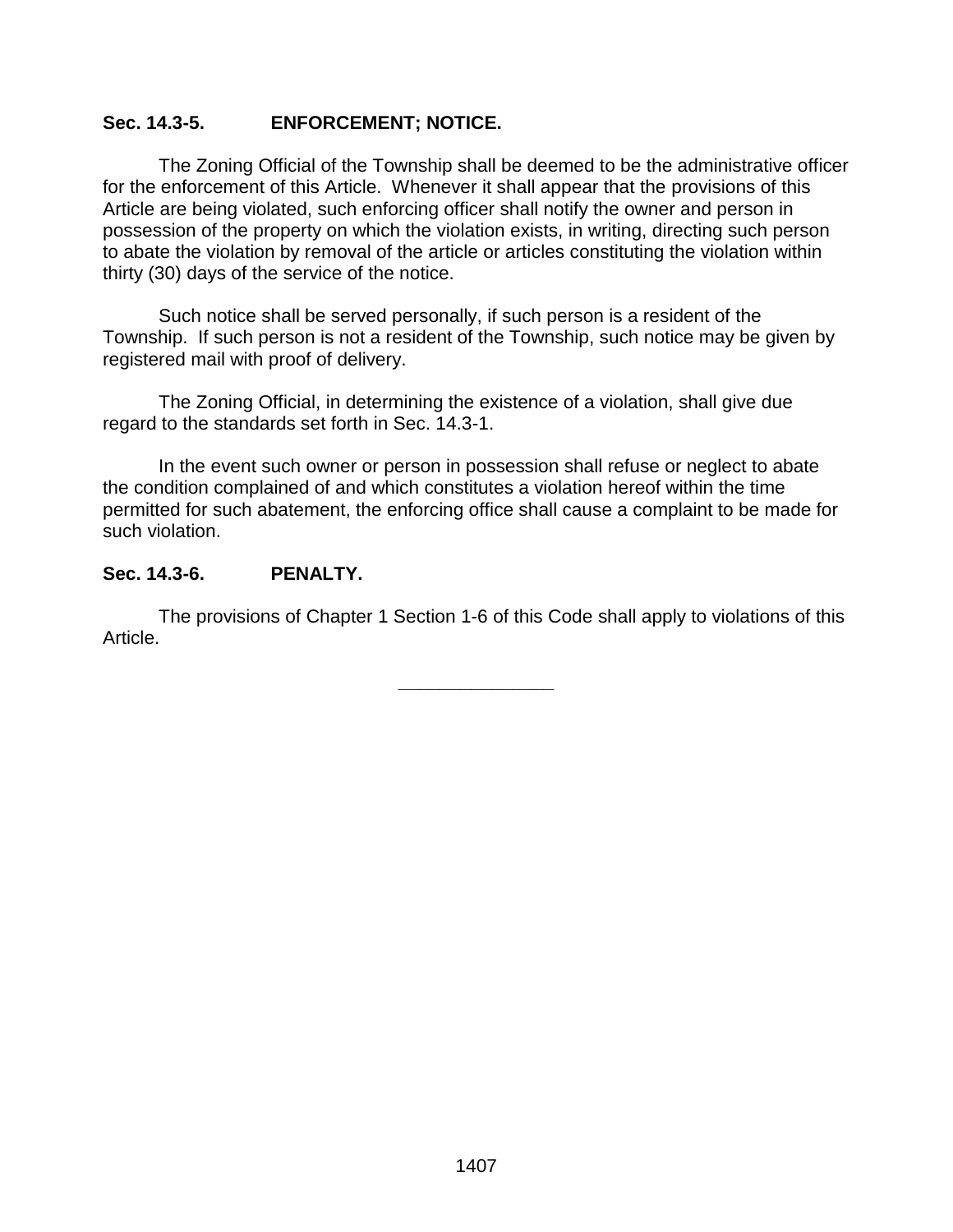**Sec. 14.3-5. ENFORCEMENT; NOTICE.**

The Zoning Official of the Township shall be deemed to be the administrative officer for the enforcement of this Article. Whenever it shall appear that the provisions of this Article are being violated, such enforcing officer shall notify the owner and person in possession of the property on which the violation exists, in writing, directing such person to abate the violation by removal of the article or articles constituting the violation within thirty (30) days of the service of the notice.

Such notice shall be served personally, if such person is a resident of the Township. If such person is not a resident of the Township, such notice may be given by registered mail with proof of delivery.

The Zoning Official, in determining the existence of a violation, shall give due regard to the standards set forth in Sec. 14.3-1.

In the event such owner or person in possession shall refuse or neglect to abate the condition complained of and which constitutes a violation hereof within the time permitted for such abatement, the enforcing office shall cause a complaint to be made for such violation.

**Sec. 14.3-6. PENALTY.**

The provisions of Chapter 1 Section 1-6 of this Code shall apply to violations of this Article.

---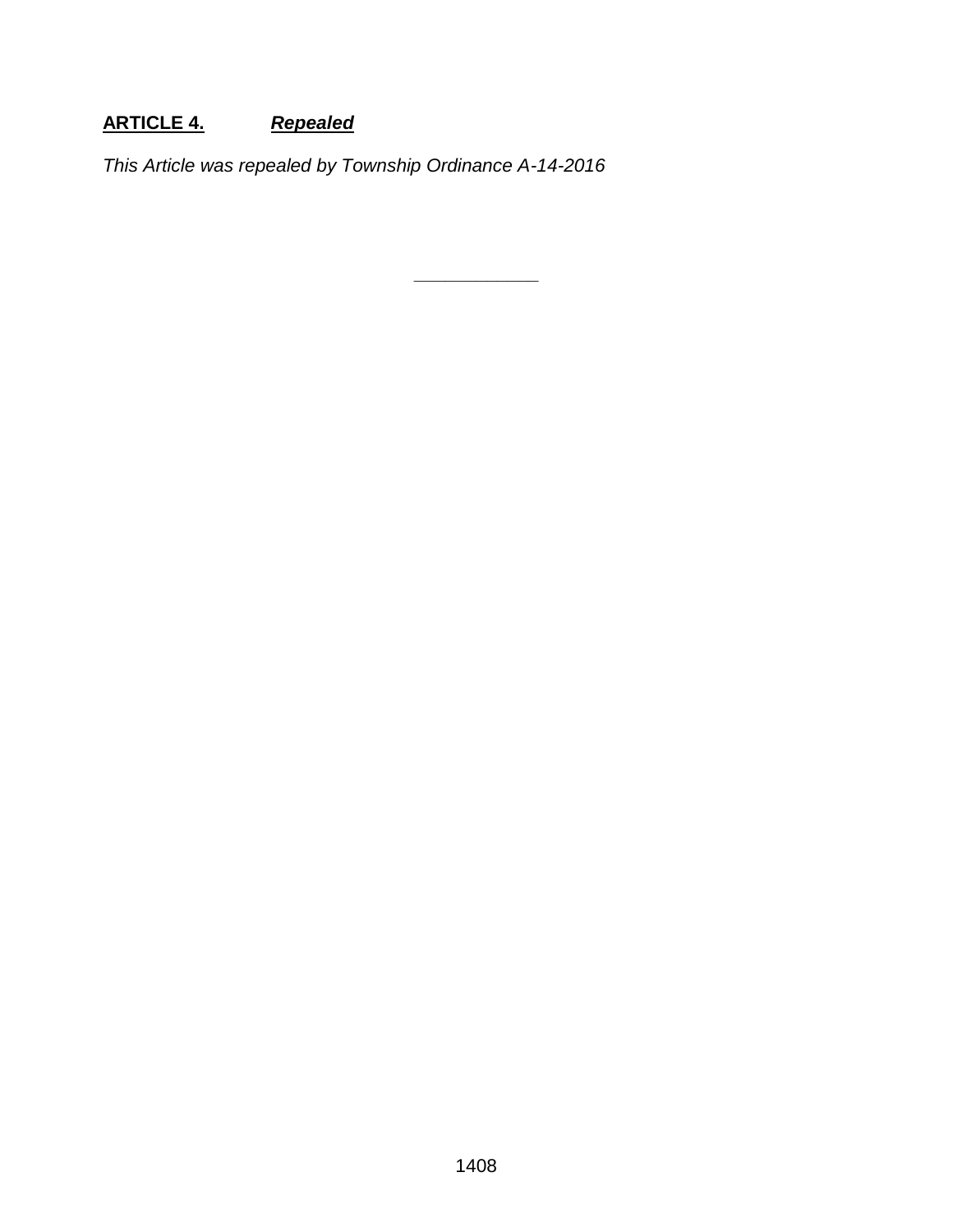## **ARTICLE 4.** ***Repealed***

*This Article was repealed by Township Ordinance A-14-2016*

---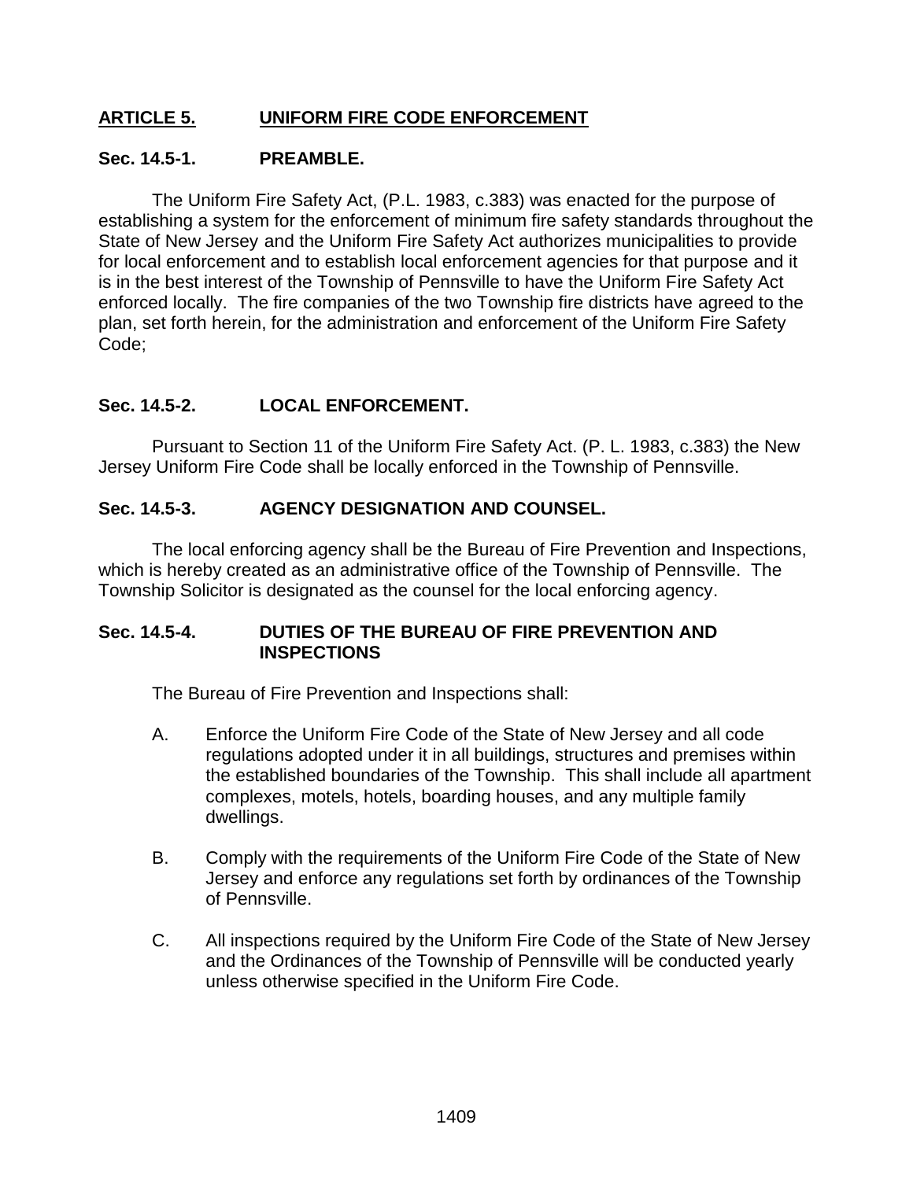## ARTICLE 5. UNIFORM FIRE CODE ENFORCEMENT

### Sec. 14.5-1. PREAMBLE.

The Uniform Fire Safety Act, (P.L. 1983, c.383) was enacted for the purpose of establishing a system for the enforcement of minimum fire safety standards throughout the State of New Jersey and the Uniform Fire Safety Act authorizes municipalities to provide for local enforcement and to establish local enforcement agencies for that purpose and it is in the best interest of the Township of Pennsville to have the Uniform Fire Safety Act enforced locally. The fire companies of the two Township fire districts have agreed to the plan, set forth herein, for the administration and enforcement of the Uniform Fire Safety Code;

### Sec. 14.5-2. LOCAL ENFORCEMENT.

Pursuant to Section 11 of the Uniform Fire Safety Act. (P. L. 1983, c.383) the New Jersey Uniform Fire Code shall be locally enforced in the Township of Pennsville.

### Sec. 14.5-3. AGENCY DESIGNATION AND COUNSEL.

The local enforcing agency shall be the Bureau of Fire Prevention and Inspections, which is hereby created as an administrative office of the Township of Pennsville. The Township Solicitor is designated as the counsel for the local enforcing agency.

### Sec. 14.5-4. DUTIES OF THE BUREAU OF FIRE PREVENTION AND INSPECTIONS

The Bureau of Fire Prevention and Inspections shall:

A. Enforce the Uniform Fire Code of the State of New Jersey and all code regulations adopted under it in all buildings, structures and premises within the established boundaries of the Township. This shall include all apartment complexes, motels, hotels, boarding houses, and any multiple family dwellings.

B. Comply with the requirements of the Uniform Fire Code of the State of New Jersey and enforce any regulations set forth by ordinances of the Township of Pennsville.

C. All inspections required by the Uniform Fire Code of the State of New Jersey and the Ordinances of the Township of Pennsville will be conducted yearly unless otherwise specified in the Uniform Fire Code.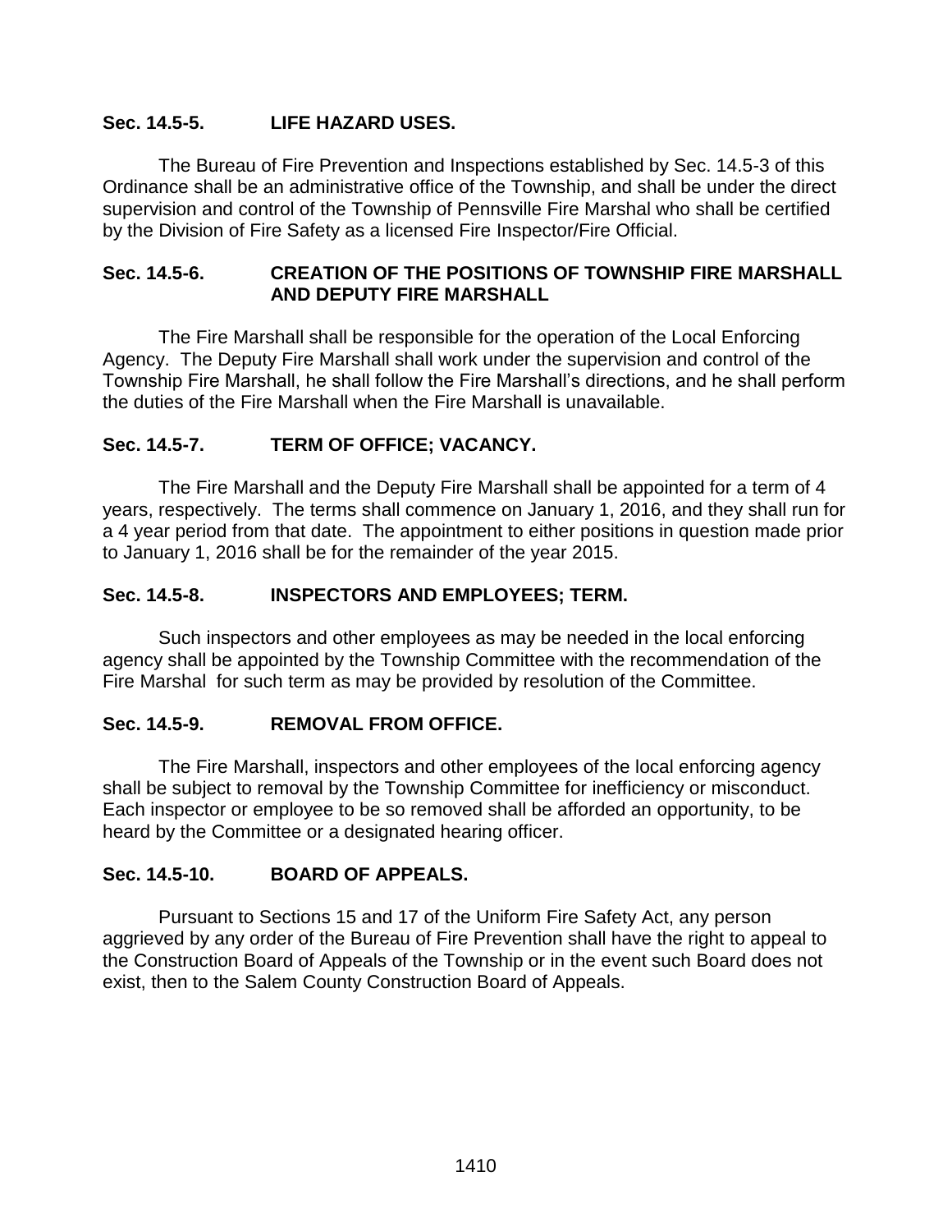**Sec. 14.5-5. LIFE HAZARD USES.**

The Bureau of Fire Prevention and Inspections established by Sec. 14.5-3 of this Ordinance shall be an administrative office of the Township, and shall be under the direct supervision and control of the Township of Pennsville Fire Marshal who shall be certified by the Division of Fire Safety as a licensed Fire Inspector/Fire Official.

**Sec. 14.5-6. CREATION OF THE POSITIONS OF TOWNSHIP FIRE MARSHALL AND DEPUTY FIRE MARSHALL**

The Fire Marshall shall be responsible for the operation of the Local Enforcing Agency. The Deputy Fire Marshall shall work under the supervision and control of the Township Fire Marshall, he shall follow the Fire Marshall's directions, and he shall perform the duties of the Fire Marshall when the Fire Marshall is unavailable.

**Sec. 14.5-7. TERM OF OFFICE; VACANCY.**

The Fire Marshall and the Deputy Fire Marshall shall be appointed for a term of 4 years, respectively. The terms shall commence on January 1, 2016, and they shall run for a 4 year period from that date. The appointment to either positions in question made prior to January 1, 2016 shall be for the remainder of the year 2015.

**Sec. 14.5-8. INSPECTORS AND EMPLOYEES; TERM.**

Such inspectors and other employees as may be needed in the local enforcing agency shall be appointed by the Township Committee with the recommendation of the Fire Marshal for such term as may be provided by resolution of the Committee.

**Sec. 14.5-9. REMOVAL FROM OFFICE.**

The Fire Marshall, inspectors and other employees of the local enforcing agency shall be subject to removal by the Township Committee for inefficiency or misconduct. Each inspector or employee to be so removed shall be afforded an opportunity, to be heard by the Committee or a designated hearing officer.

**Sec. 14.5-10. BOARD OF APPEALS.**

Pursuant to Sections 15 and 17 of the Uniform Fire Safety Act, any person aggrieved by any order of the Bureau of Fire Prevention shall have the right to appeal to the Construction Board of Appeals of the Township or in the event such Board does not exist, then to the Salem County Construction Board of Appeals.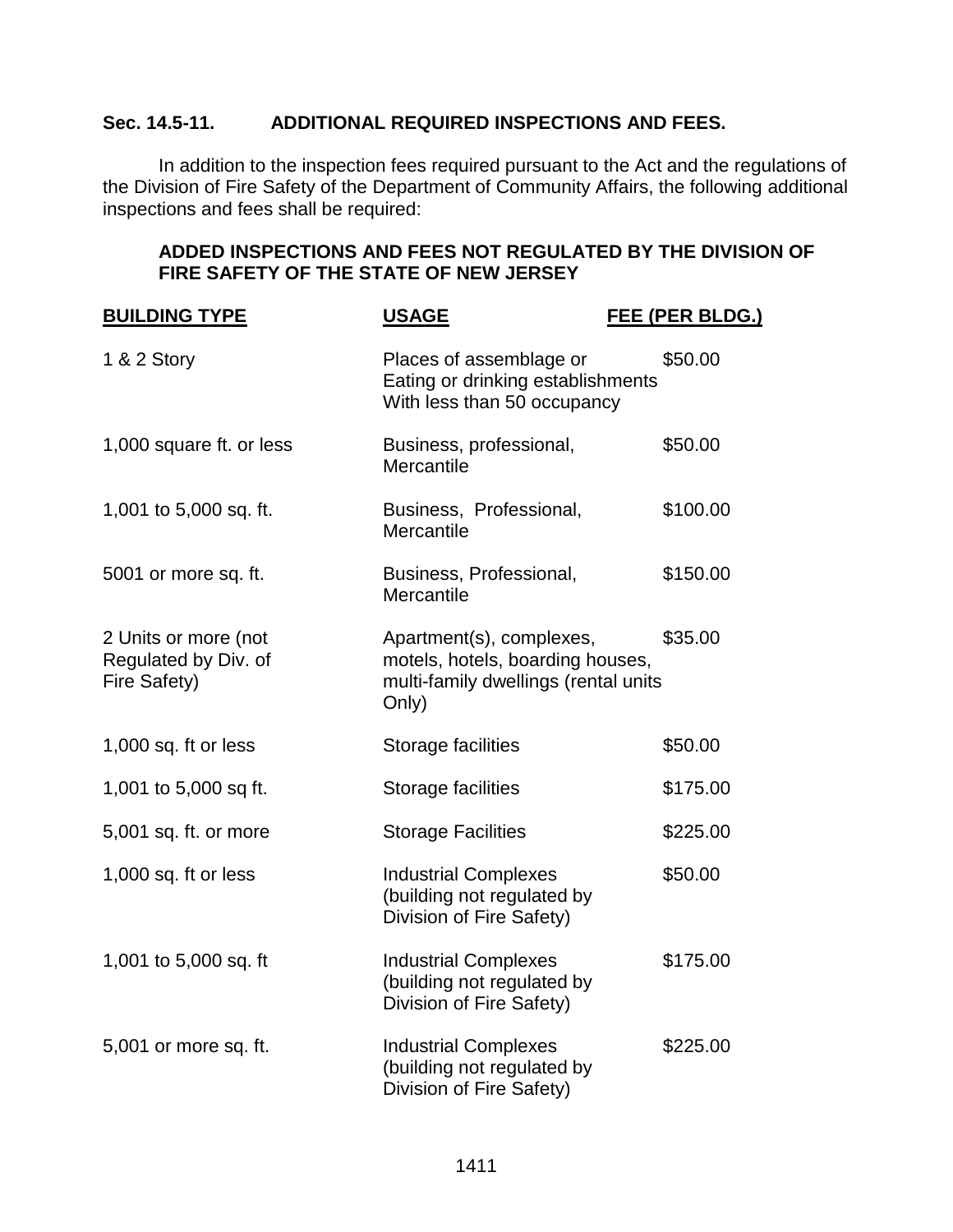## Sec. 14.5-11. ADDITIONAL REQUIRED INSPECTIONS AND FEES.

In addition to the inspection fees required pursuant to the Act and the regulations of the Division of Fire Safety of the Department of Community Affairs, the following additional inspections and fees shall be required:

### ADDED INSPECTIONS AND FEES NOT REGULATED BY THE DIVISION OF FIRE SAFETY OF THE STATE OF NEW JERSEY

| BUILDING TYPE | USAGE | FEE (PER BLDG.) |
|---|---|---|
| 1 & 2 Story | Places of assemblage or Eating or drinking establishments With less than 50 occupancy | $50.00 |
| 1,000 square ft. or less | Business, professional, Mercantile | $50.00 |
| 1,001 to 5,000 sq. ft. | Business, Professional, Mercantile | $100.00 |
| 5001 or more sq. ft. | Business, Professional, Mercantile | $150.00 |
| 2 Units or more (not Regulated by Div. of Fire Safety) | Apartment(s), complexes, motels, hotels, boarding houses, multi-family dwellings (rental units Only) | $35.00 |
| 1,000 sq. ft or less | Storage facilities | $50.00 |
| 1,001 to 5,000 sq ft. | Storage facilities | $175.00 |
| 5,001 sq. ft. or more | Storage Facilities | $225.00 |
| 1,000 sq. ft or less | Industrial Complexes (building not regulated by Division of Fire Safety) | $50.00 |
| 1,001 to 5,000 sq. ft | Industrial Complexes (building not regulated by Division of Fire Safety) | $175.00 |
| 5,001 or more sq. ft. | Industrial Complexes (building not regulated by Division of Fire Safety) | $225.00 |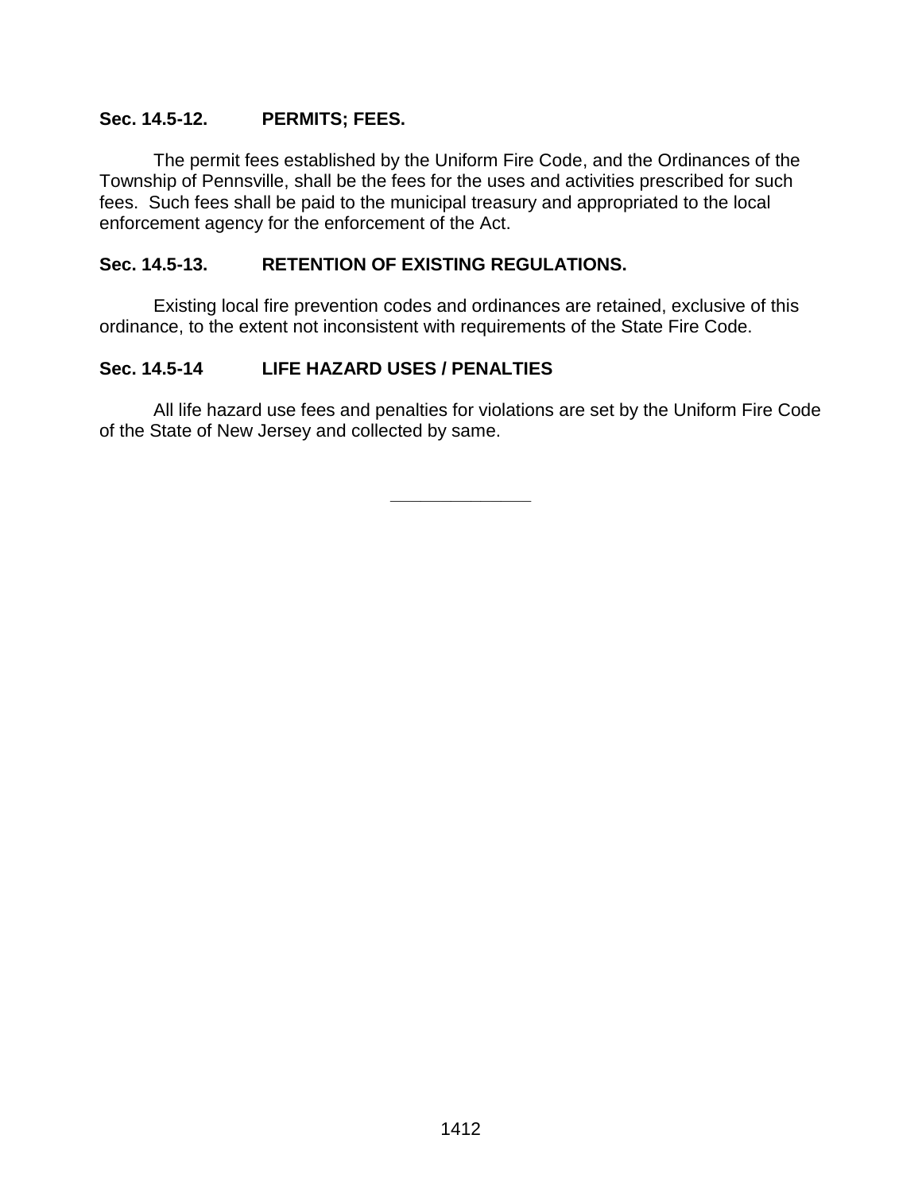### **Sec. 14.5-12. PERMITS; FEES.**

The permit fees established by the Uniform Fire Code, and the Ordinances of the Township of Pennsville, shall be the fees for the uses and activities prescribed for such fees. Such fees shall be paid to the municipal treasury and appropriated to the local enforcement agency for the enforcement of the Act.

### **Sec. 14.5-13. RETENTION OF EXISTING REGULATIONS.**

Existing local fire prevention codes and ordinances are retained, exclusive of this ordinance, to the extent not inconsistent with requirements of the State Fire Code.

### **Sec. 14.5-14 LIFE HAZARD USES / PENALTIES**

All life hazard use fees and penalties for violations are set by the Uniform Fire Code of the State of New Jersey and collected by same.

---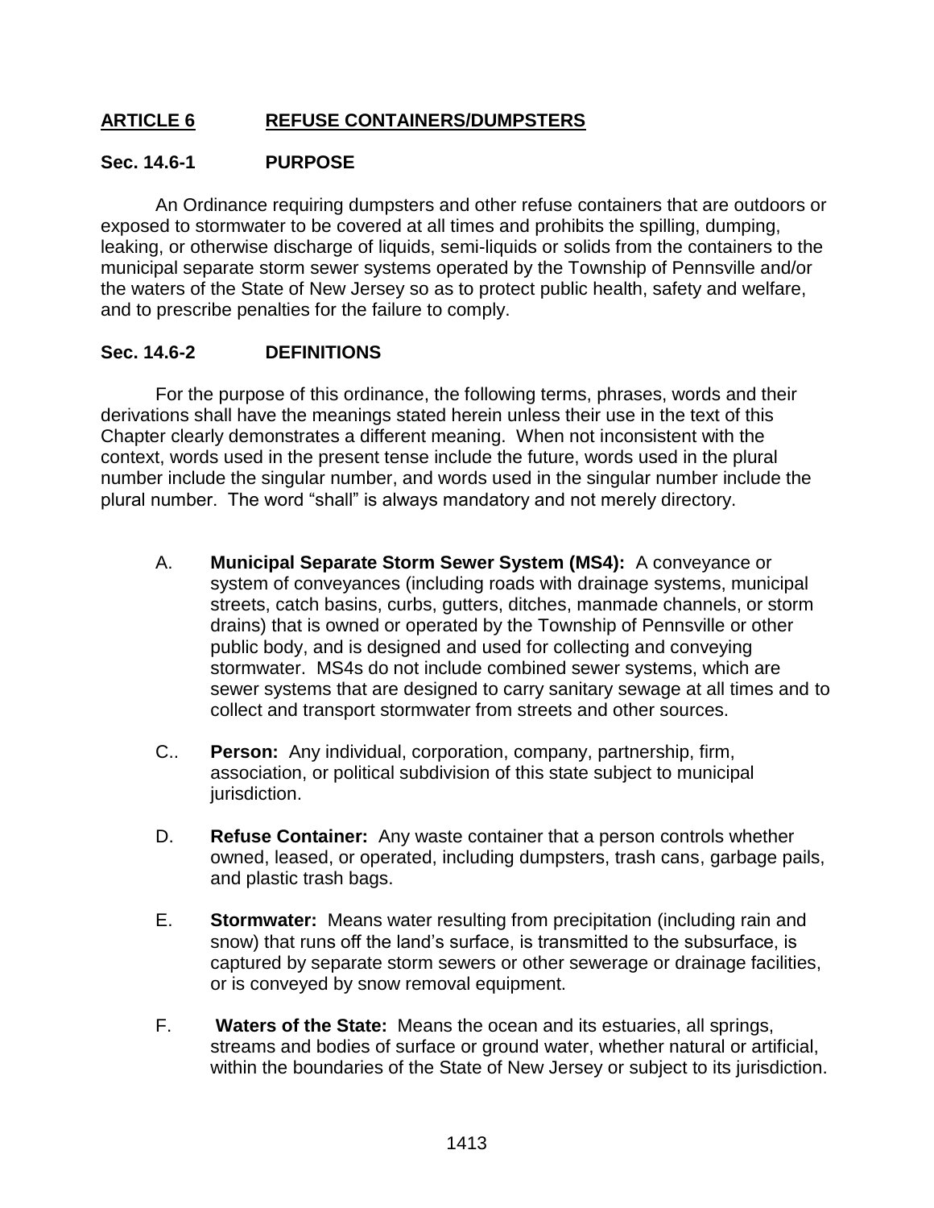## ARTICLE 6 REFUSE CONTAINERS/DUMPSTERS

### Sec. 14.6-1 PURPOSE

An Ordinance requiring dumpsters and other refuse containers that are outdoors or exposed to stormwater to be covered at all times and prohibits the spilling, dumping, leaking, or otherwise discharge of liquids, semi-liquids or solids from the containers to the municipal separate storm sewer systems operated by the Township of Pennsville and/or the waters of the State of New Jersey so as to protect public health, safety and welfare, and to prescribe penalties for the failure to comply.

### Sec. 14.6-2 DEFINITIONS

For the purpose of this ordinance, the following terms, phrases, words and their derivations shall have the meanings stated herein unless their use in the text of this Chapter clearly demonstrates a different meaning. When not inconsistent with the context, words used in the present tense include the future, words used in the plural number include the singular number, and words used in the singular number include the plural number. The word "shall" is always mandatory and not merely directory.

A. **Municipal Separate Storm Sewer System (MS4):** A conveyance or system of conveyances (including roads with drainage systems, municipal streets, catch basins, curbs, gutters, ditches, manmade channels, or storm drains) that is owned or operated by the Township of Pennsville or other public body, and is designed and used for collecting and conveying stormwater. MS4s do not include combined sewer systems, which are sewer systems that are designed to carry sanitary sewage at all times and to collect and transport stormwater from streets and other sources.

C.. **Person:** Any individual, corporation, company, partnership, firm, association, or political subdivision of this state subject to municipal jurisdiction.

D. **Refuse Container:** Any waste container that a person controls whether owned, leased, or operated, including dumpsters, trash cans, garbage pails, and plastic trash bags.

E. **Stormwater:** Means water resulting from precipitation (including rain and snow) that runs off the land's surface, is transmitted to the subsurface, is captured by separate storm sewers or other sewerage or drainage facilities, or is conveyed by snow removal equipment.

F. **Waters of the State:** Means the ocean and its estuaries, all springs, streams and bodies of surface or ground water, whether natural or artificial, within the boundaries of the State of New Jersey or subject to its jurisdiction.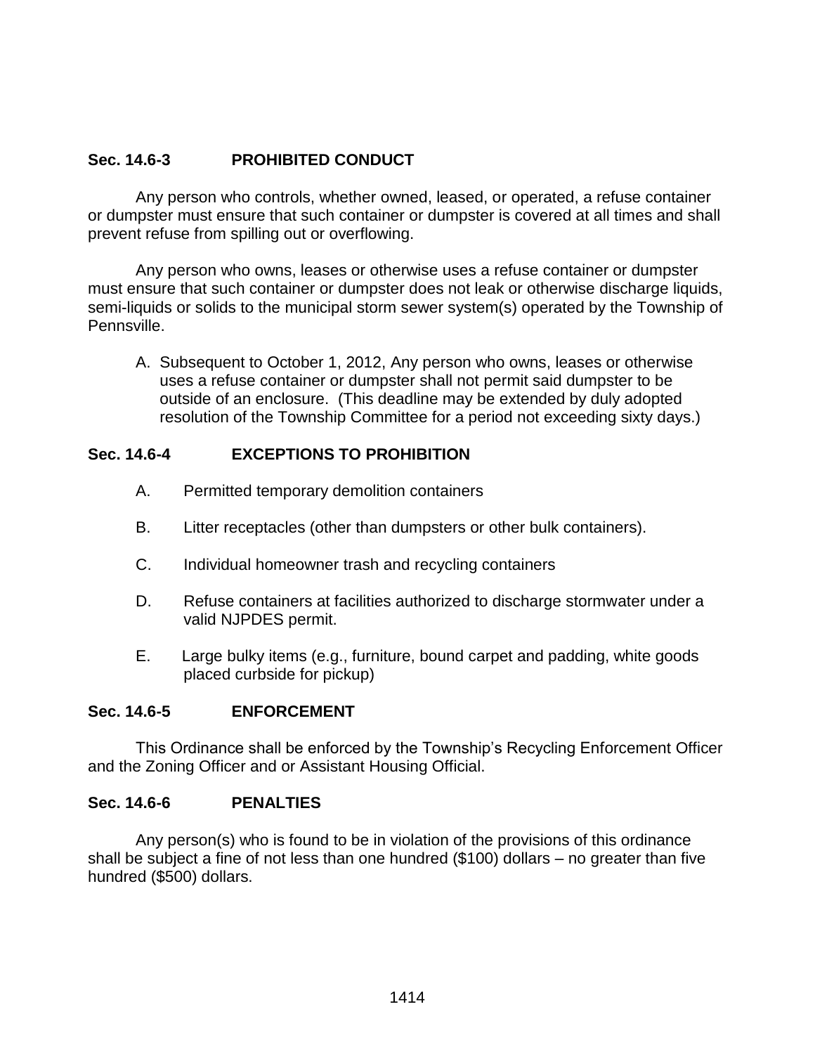### Sec. 14.6-3 PROHIBITED CONDUCT

Any person who controls, whether owned, leased, or operated, a refuse container or dumpster must ensure that such container or dumpster is covered at all times and shall prevent refuse from spilling out or overflowing.

Any person who owns, leases or otherwise uses a refuse container or dumpster must ensure that such container or dumpster does not leak or otherwise discharge liquids, semi-liquids or solids to the municipal storm sewer system(s) operated by the Township of Pennsville.

A. Subsequent to October 1, 2012, Any person who owns, leases or otherwise uses a refuse container or dumpster shall not permit said dumpster to be outside of an enclosure. (This deadline may be extended by duly adopted resolution of the Township Committee for a period not exceeding sixty days.)

### Sec. 14.6-4 EXCEPTIONS TO PROHIBITION

A. Permitted temporary demolition containers

B. Litter receptacles (other than dumpsters or other bulk containers).

C. Individual homeowner trash and recycling containers

D. Refuse containers at facilities authorized to discharge stormwater under a valid NJPDES permit.

E. Large bulky items (e.g., furniture, bound carpet and padding, white goods placed curbside for pickup)

### Sec. 14.6-5 ENFORCEMENT

This Ordinance shall be enforced by the Township's Recycling Enforcement Officer and the Zoning Officer and or Assistant Housing Official.

### Sec. 14.6-6 PENALTIES

Any person(s) who is found to be in violation of the provisions of this ordinance shall be subject a fine of not less than one hundred ($100) dollars – no greater than five hundred ($500) dollars.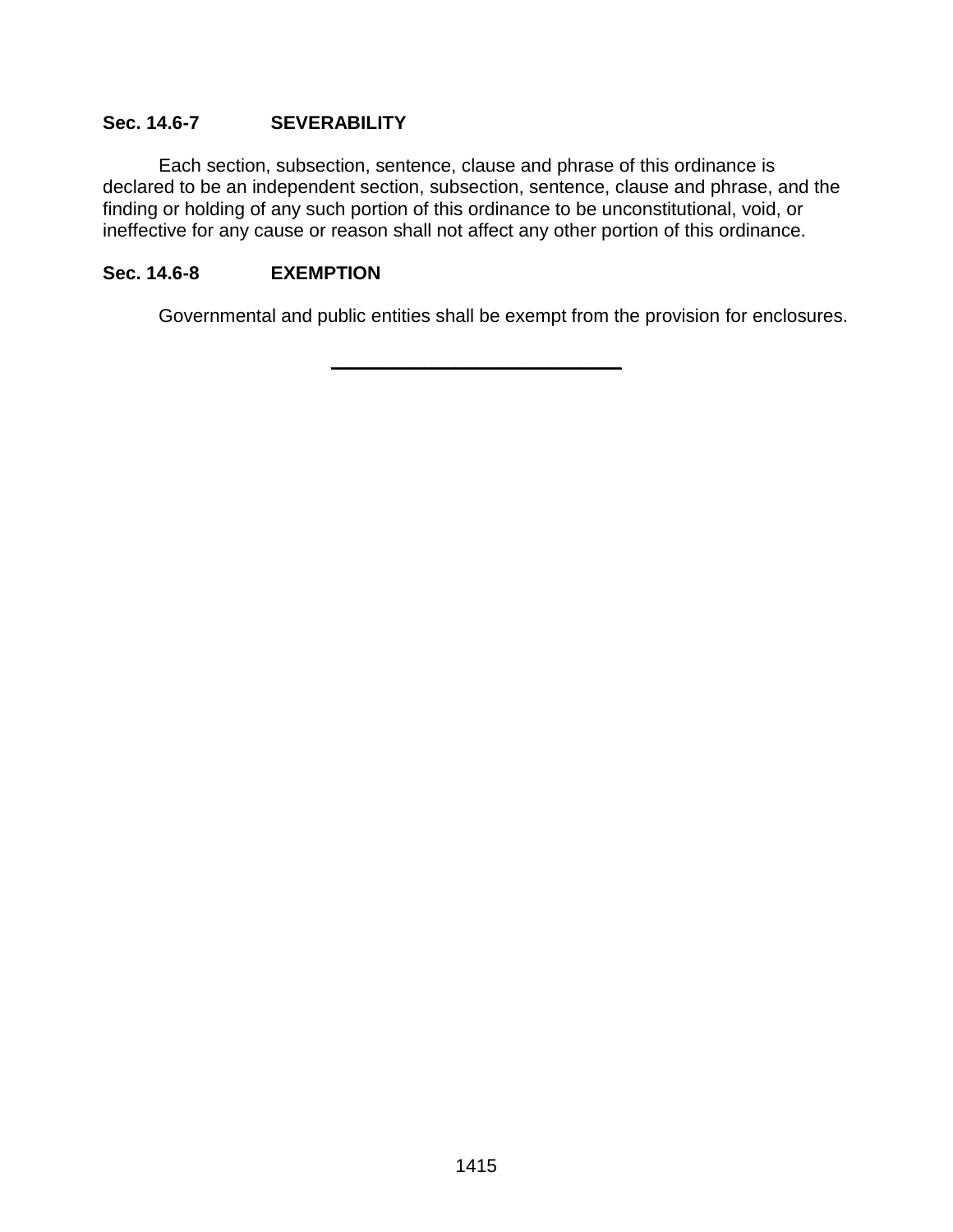**Sec. 14.6-7 SEVERABILITY**

Each section, subsection, sentence, clause and phrase of this ordinance is declared to be an independent section, subsection, sentence, clause and phrase, and the finding or holding of any such portion of this ordinance to be unconstitutional, void, or ineffective for any cause or reason shall not affect any other portion of this ordinance.

**Sec. 14.6-8 EXEMPTION**

Governmental and public entities shall be exempt from the provision for enclosures.

---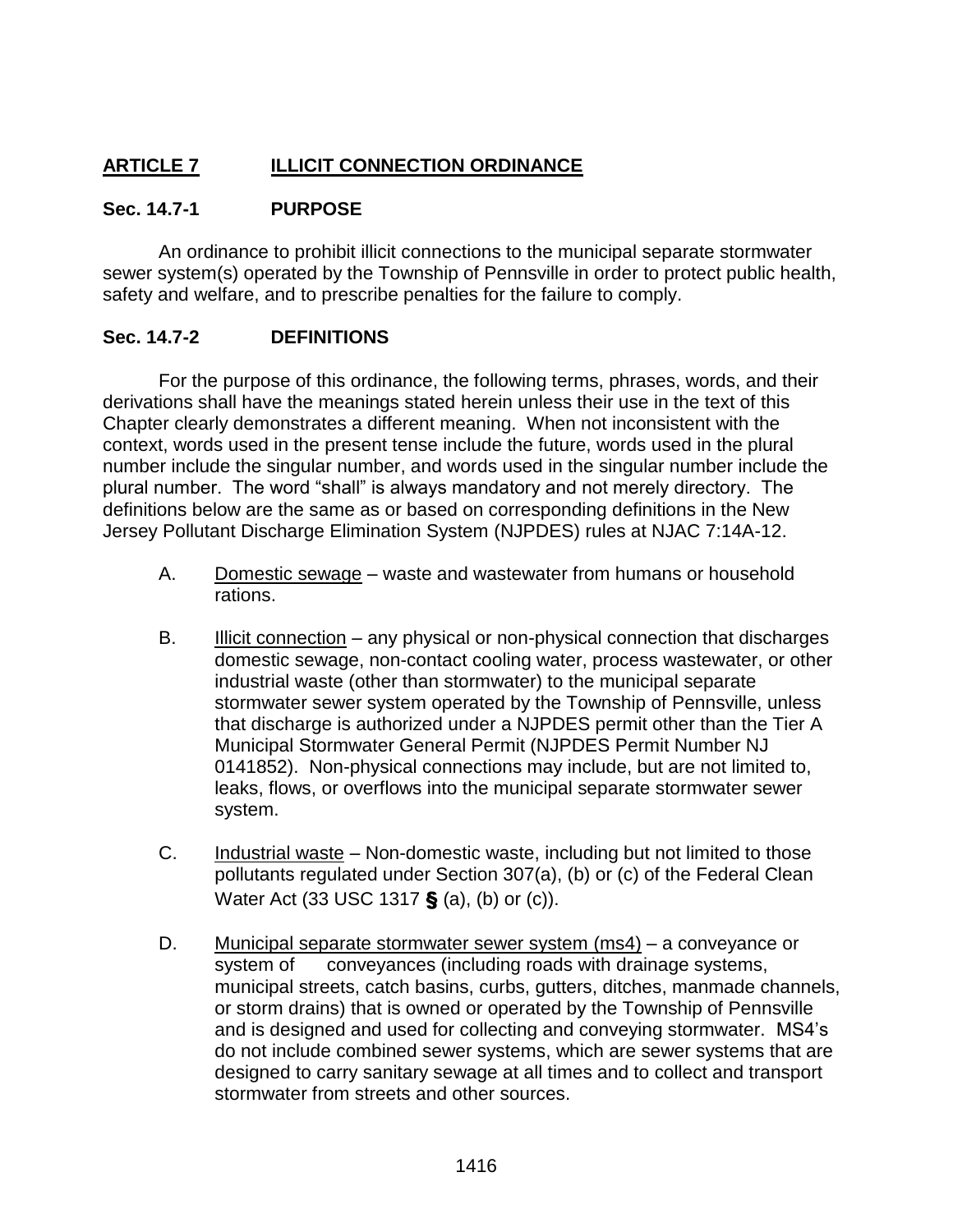## ARTICLE 7 ILLICIT CONNECTION ORDINANCE

### Sec. 14.7-1 PURPOSE

An ordinance to prohibit illicit connections to the municipal separate stormwater sewer system(s) operated by the Township of Pennsville in order to protect public health, safety and welfare, and to prescribe penalties for the failure to comply.

### Sec. 14.7-2 DEFINITIONS

For the purpose of this ordinance, the following terms, phrases, words, and their derivations shall have the meanings stated herein unless their use in the text of this Chapter clearly demonstrates a different meaning. When not inconsistent with the context, words used in the present tense include the future, words used in the plural number include the singular number, and words used in the singular number include the plural number. The word "shall" is always mandatory and not merely directory. The definitions below are the same as or based on corresponding definitions in the New Jersey Pollutant Discharge Elimination System (NJPDES) rules at NJAC 7:14A-12.

A. Domestic sewage – waste and wastewater from humans or household rations.

B. Illicit connection – any physical or non-physical connection that discharges domestic sewage, non-contact cooling water, process wastewater, or other industrial waste (other than stormwater) to the municipal separate stormwater sewer system operated by the Township of Pennsville, unless that discharge is authorized under a NJPDES permit other than the Tier A Municipal Stormwater General Permit (NJPDES Permit Number NJ 0141852). Non-physical connections may include, but are not limited to, leaks, flows, or overflows into the municipal separate stormwater sewer system.

C. Industrial waste – Non-domestic waste, including but not limited to those pollutants regulated under Section 307(a), (b) or (c) of the Federal Clean Water Act (33 USC 1317 § (a), (b) or (c)).

D. Municipal separate stormwater sewer system (ms4) – a conveyance or system of conveyances (including roads with drainage systems, municipal streets, catch basins, curbs, gutters, ditches, manmade channels, or storm drains) that is owned or operated by the Township of Pennsville and is designed and used for collecting and conveying stormwater. MS4's do not include combined sewer systems, which are sewer systems that are designed to carry sanitary sewage at all times and to collect and transport stormwater from streets and other sources.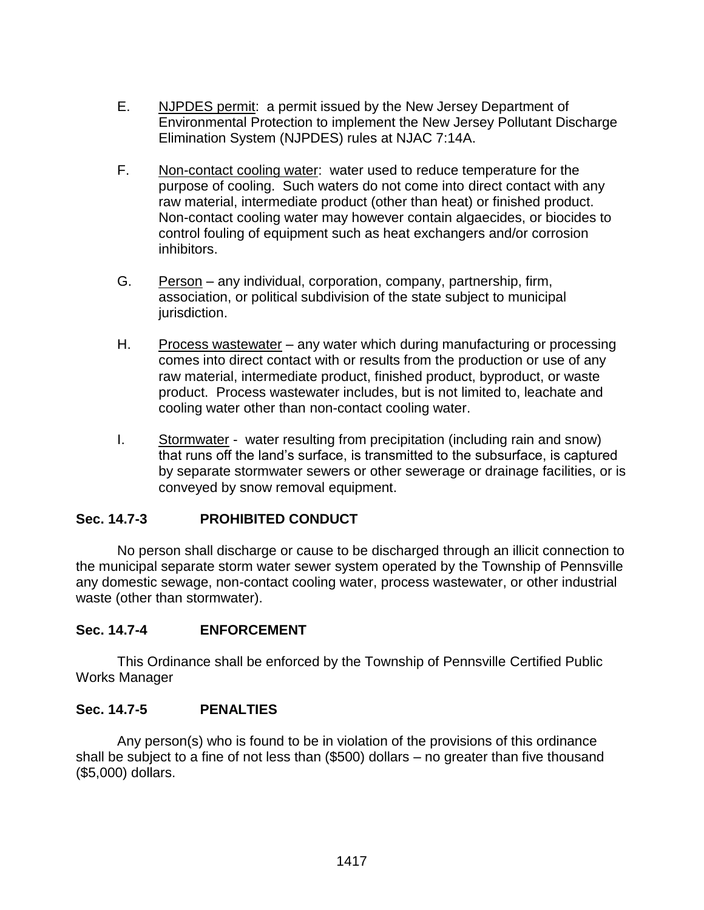E. <u>NJPDES permit</u>: a permit issued by the New Jersey Department of Environmental Protection to implement the New Jersey Pollutant Discharge Elimination System (NJPDES) rules at NJAC 7:14A.

F. <u>Non-contact cooling water</u>: water used to reduce temperature for the purpose of cooling. Such waters do not come into direct contact with any raw material, intermediate product (other than heat) or finished product. Non-contact cooling water may however contain algaecides, or biocides to control fouling of equipment such as heat exchangers and/or corrosion inhibitors.

G. <u>Person</u> – any individual, corporation, company, partnership, firm, association, or political subdivision of the state subject to municipal jurisdiction.

H. <u>Process wastewater</u> – any water which during manufacturing or processing comes into direct contact with or results from the production or use of any raw material, intermediate product, finished product, byproduct, or waste product. Process wastewater includes, but is not limited to, leachate and cooling water other than non-contact cooling water.

I. <u>Stormwater</u> - water resulting from precipitation (including rain and snow) that runs off the land's surface, is transmitted to the subsurface, is captured by separate stormwater sewers or other sewerage or drainage facilities, or is conveyed by snow removal equipment.

**Sec. 14.7-3 PROHIBITED CONDUCT**

No person shall discharge or cause to be discharged through an illicit connection to the municipal separate storm water sewer system operated by the Township of Pennsville any domestic sewage, non-contact cooling water, process wastewater, or other industrial waste (other than stormwater).

**Sec. 14.7-4 ENFORCEMENT**

This Ordinance shall be enforced by the Township of Pennsville Certified Public Works Manager

**Sec. 14.7-5 PENALTIES**

Any person(s) who is found to be in violation of the provisions of this ordinance shall be subject to a fine of not less than ($500) dollars – no greater than five thousand ($5,000) dollars.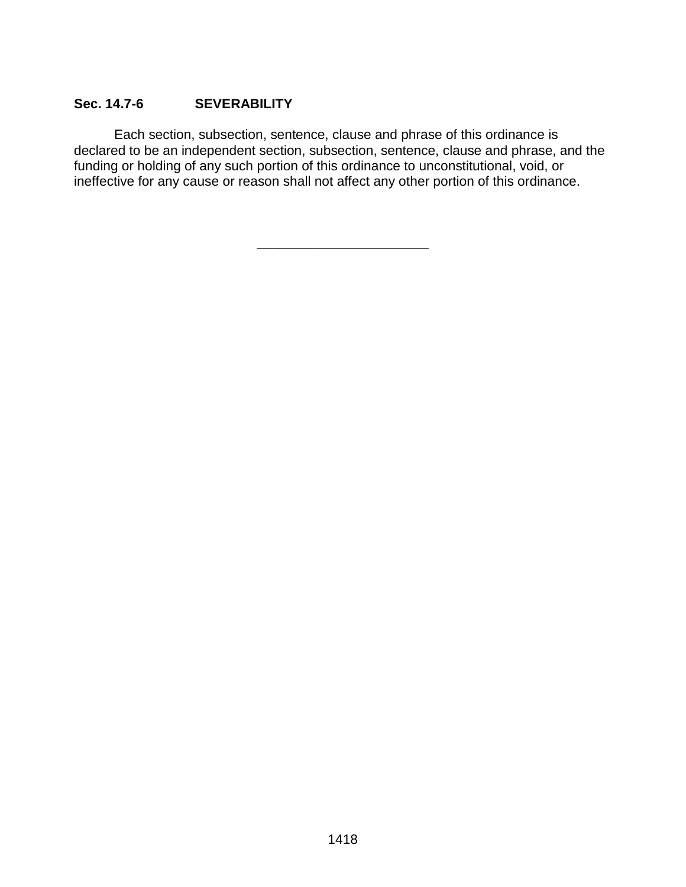**Sec. 14.7-6 SEVERABILITY**

Each section, subsection, sentence, clause and phrase of this ordinance is declared to be an independent section, subsection, sentence, clause and phrase, and the funding or holding of any such portion of this ordinance to unconstitutional, void, or ineffective for any cause or reason shall not affect any other portion of this ordinance.

---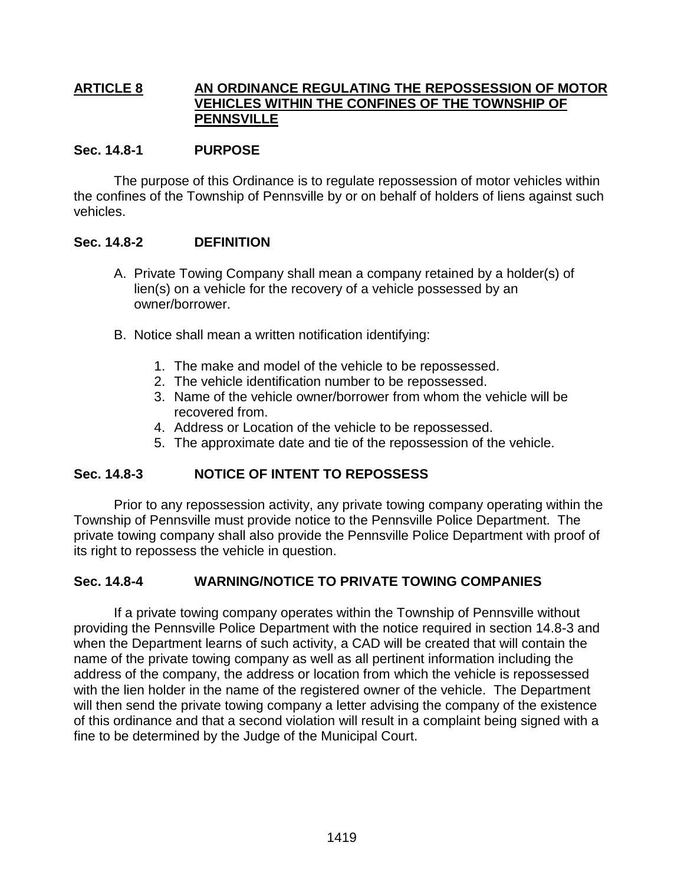## ARTICLE 8 AN ORDINANCE REGULATING THE REPOSSESSION OF MOTOR VEHICLES WITHIN THE CONFINES OF THE TOWNSHIP OF PENNSVILLE

### Sec. 14.8-1 PURPOSE

The purpose of this Ordinance is to regulate repossession of motor vehicles within the confines of the Township of Pennsville by or on behalf of holders of liens against such vehicles.

### Sec. 14.8-2 DEFINITION

A. Private Towing Company shall mean a company retained by a holder(s) of lien(s) on a vehicle for the recovery of a vehicle possessed by an owner/borrower.

B. Notice shall mean a written notification identifying:

1. The make and model of the vehicle to be repossessed.
2. The vehicle identification number to be repossessed.
3. Name of the vehicle owner/borrower from whom the vehicle will be recovered from.
4. Address or Location of the vehicle to be repossessed.
5. The approximate date and tie of the repossession of the vehicle.

### Sec. 14.8-3 NOTICE OF INTENT TO REPOSSESS

Prior to any repossession activity, any private towing company operating within the Township of Pennsville must provide notice to the Pennsville Police Department. The private towing company shall also provide the Pennsville Police Department with proof of its right to repossess the vehicle in question.

### Sec. 14.8-4 WARNING/NOTICE TO PRIVATE TOWING COMPANIES

If a private towing company operates within the Township of Pennsville without providing the Pennsville Police Department with the notice required in section 14.8-3 and when the Department learns of such activity, a CAD will be created that will contain the name of the private towing company as well as all pertinent information including the address of the company, the address or location from which the vehicle is repossessed with the lien holder in the name of the registered owner of the vehicle. The Department will then send the private towing company a letter advising the company of the existence of this ordinance and that a second violation will result in a complaint being signed with a fine to be determined by the Judge of the Municipal Court.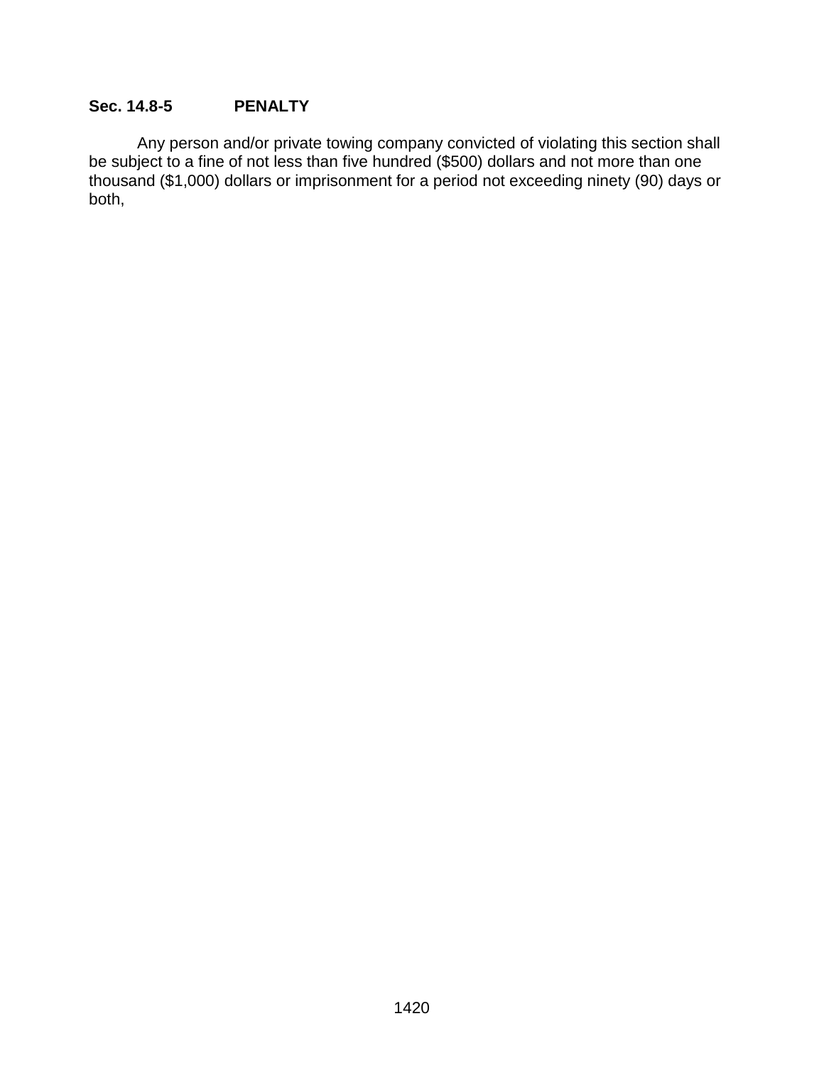**Sec. 14.8-5 PENALTY**

Any person and/or private towing company convicted of violating this section shall be subject to a fine of not less than five hundred ($500) dollars and not more than one thousand ($1,000) dollars or imprisonment for a period not exceeding ninety (90) days or both,